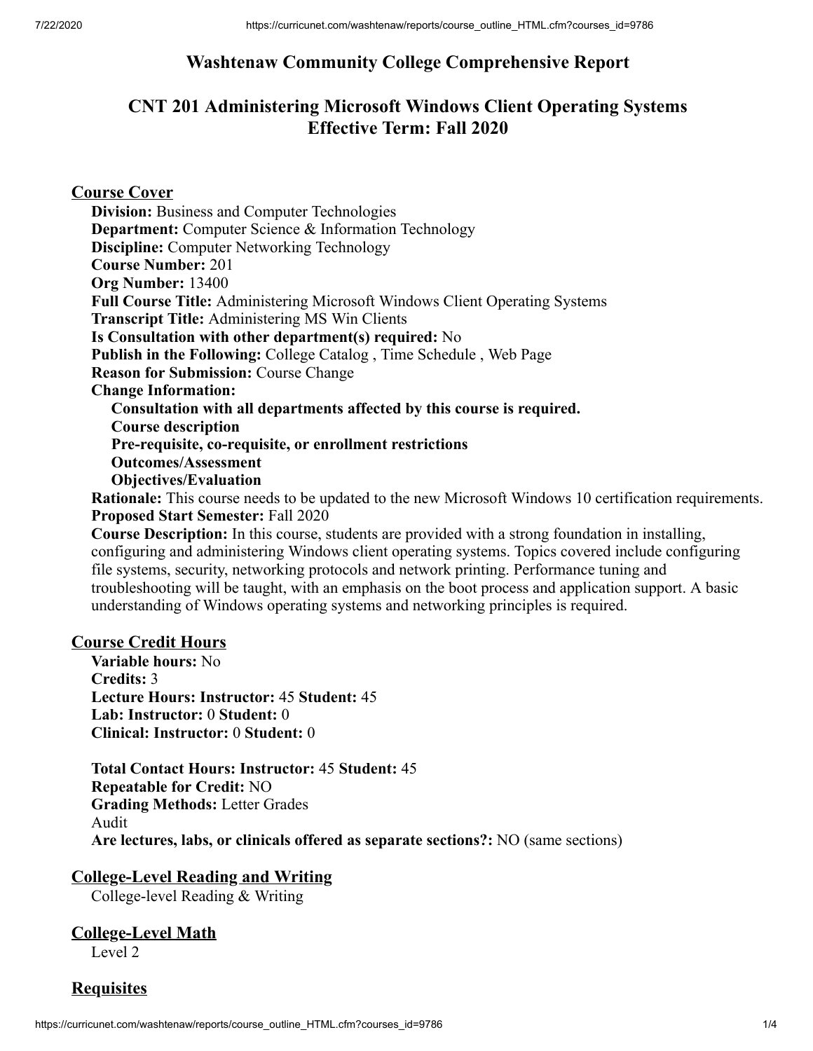# Washtenaw Community College Comprehensive Report

## CNT 201 Administering Microsoft Windows Client Operating Systems
## Effective Term: Fall 2020

### Course Cover

**Division:** Business and Computer Technologies
**Department:** Computer Science & Information Technology
**Discipline:** Computer Networking Technology
**Course Number:** 201
**Org Number:** 13400
**Full Course Title:** Administering Microsoft Windows Client Operating Systems
**Transcript Title:** Administering MS Win Clients
**Is Consultation with other department(s) required:** No
**Publish in the Following:** College Catalog , Time Schedule , Web Page
**Reason for Submission:** Course Change
**Change Information:**

- **Consultation with all departments affected by this course is required.**
- **Course description**
- **Pre-requisite, co-requisite, or enrollment restrictions**
- **Outcomes/Assessment**
- **Objectives/Evaluation**

**Rationale:** This course needs to be updated to the new Microsoft Windows 10 certification requirements.
**Proposed Start Semester:** Fall 2020
**Course Description:** In this course, students are provided with a strong foundation in installing, configuring and administering Windows client operating systems. Topics covered include configuring file systems, security, networking protocols and network printing. Performance tuning and troubleshooting will be taught, with an emphasis on the boot process and application support. A basic understanding of Windows operating systems and networking principles is required.

### Course Credit Hours

**Variable hours:** No
**Credits:** 3
**Lecture Hours: Instructor:** 45 **Student:** 45
**Lab: Instructor:** 0 **Student:** 0
**Clinical: Instructor:** 0 **Student:** 0

**Total Contact Hours: Instructor:** 45 **Student:** 45
**Repeatable for Credit:** NO
**Grading Methods:** Letter Grades
Audit
**Are lectures, labs, or clinicals offered as separate sections?:** NO (same sections)

### College-Level Reading and Writing

College-level Reading & Writing

### College-Level Math

Level 2

### Requisites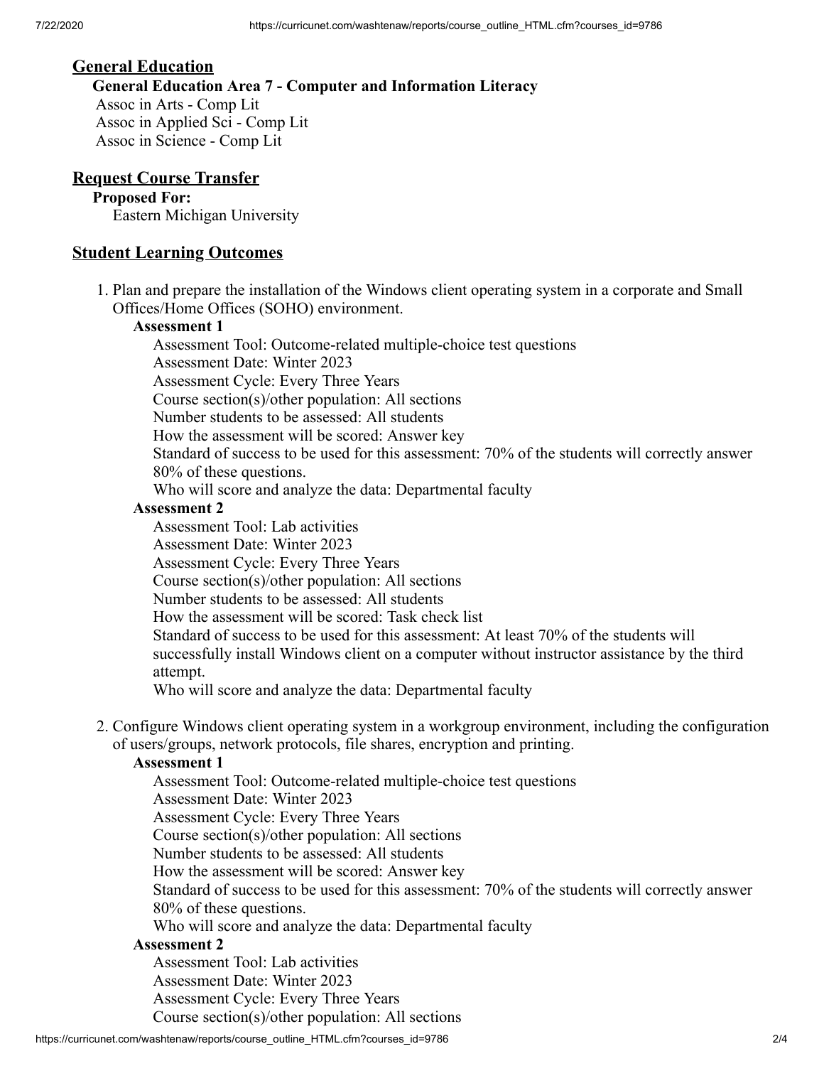## General Education

**General Education Area 7 - Computer and Information Literacy**

Assoc in Arts - Comp Lit
Assoc in Applied Sci - Comp Lit
Assoc in Science - Comp Lit

## Request Course Transfer

**Proposed For:**

Eastern Michigan University

## Student Learning Outcomes

1. Plan and prepare the installation of the Windows client operating system in a corporate and Small Offices/Home Offices (SOHO) environment.

   **Assessment 1**

   Assessment Tool: Outcome-related multiple-choice test questions
   Assessment Date: Winter 2023
   Assessment Cycle: Every Three Years
   Course section(s)/other population: All sections
   Number students to be assessed: All students
   How the assessment will be scored: Answer key
   Standard of success to be used for this assessment: 70% of the students will correctly answer 80% of these questions.
   Who will score and analyze the data: Departmental faculty

   **Assessment 2**

   Assessment Tool: Lab activities
   Assessment Date: Winter 2023
   Assessment Cycle: Every Three Years
   Course section(s)/other population: All sections
   Number students to be assessed: All students
   How the assessment will be scored: Task check list
   Standard of success to be used for this assessment: At least 70% of the students will successfully install Windows client on a computer without instructor assistance by the third attempt.
   Who will score and analyze the data: Departmental faculty

2. Configure Windows client operating system in a workgroup environment, including the configuration of users/groups, network protocols, file shares, encryption and printing.

   **Assessment 1**

   Assessment Tool: Outcome-related multiple-choice test questions
   Assessment Date: Winter 2023
   Assessment Cycle: Every Three Years
   Course section(s)/other population: All sections
   Number students to be assessed: All students
   How the assessment will be scored: Answer key
   Standard of success to be used for this assessment: 70% of the students will correctly answer 80% of these questions.
   Who will score and analyze the data: Departmental faculty

   **Assessment 2**

   Assessment Tool: Lab activities
   Assessment Date: Winter 2023
   Assessment Cycle: Every Three Years
   Course section(s)/other population: All sections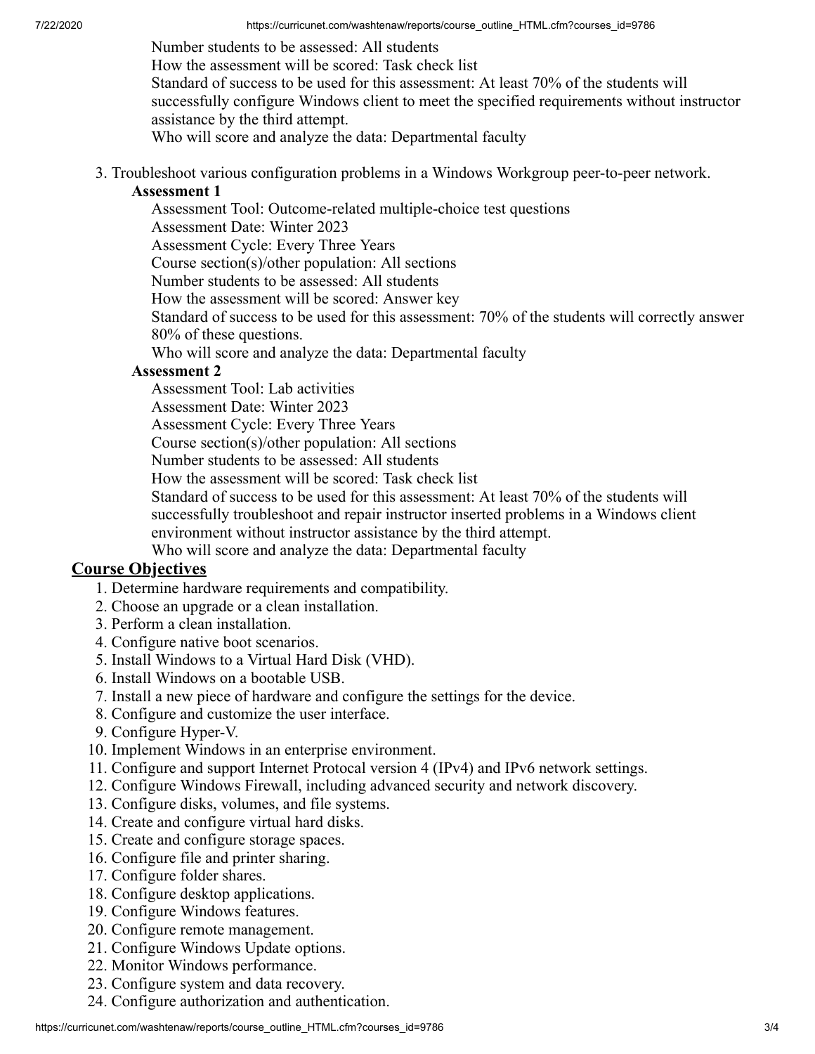Number students to be assessed: All students
How the assessment will be scored: Task check list
Standard of success to be used for this assessment: At least 70% of the students will successfully configure Windows client to meet the specified requirements without instructor assistance by the third attempt.
Who will score and analyze the data: Departmental faculty

3. Troubleshoot various configuration problems in a Windows Workgroup peer-to-peer network.

**Assessment 1**

Assessment Tool: Outcome-related multiple-choice test questions
Assessment Date: Winter 2023
Assessment Cycle: Every Three Years
Course section(s)/other population: All sections
Number students to be assessed: All students
How the assessment will be scored: Answer key
Standard of success to be used for this assessment: 70% of the students will correctly answer 80% of these questions.
Who will score and analyze the data: Departmental faculty

**Assessment 2**

Assessment Tool: Lab activities
Assessment Date: Winter 2023
Assessment Cycle: Every Three Years
Course section(s)/other population: All sections
Number students to be assessed: All students
How the assessment will be scored: Task check list
Standard of success to be used for this assessment: At least 70% of the students will successfully troubleshoot and repair instructor inserted problems in a Windows client environment without instructor assistance by the third attempt.
Who will score and analyze the data: Departmental faculty

## Course Objectives

1. Determine hardware requirements and compatibility.
2. Choose an upgrade or a clean installation.
3. Perform a clean installation.
4. Configure native boot scenarios.
5. Install Windows to a Virtual Hard Disk (VHD).
6. Install Windows on a bootable USB.
7. Install a new piece of hardware and configure the settings for the device.
8. Configure and customize the user interface.
9. Configure Hyper-V.
10. Implement Windows in an enterprise environment.
11. Configure and support Internet Protocal version 4 (IPv4) and IPv6 network settings.
12. Configure Windows Firewall, including advanced security and network discovery.
13. Configure disks, volumes, and file systems.
14. Create and configure virtual hard disks.
15. Create and configure storage spaces.
16. Configure file and printer sharing.
17. Configure folder shares.
18. Configure desktop applications.
19. Configure Windows features.
20. Configure remote management.
21. Configure Windows Update options.
22. Monitor Windows performance.
23. Configure system and data recovery.
24. Configure authorization and authentication.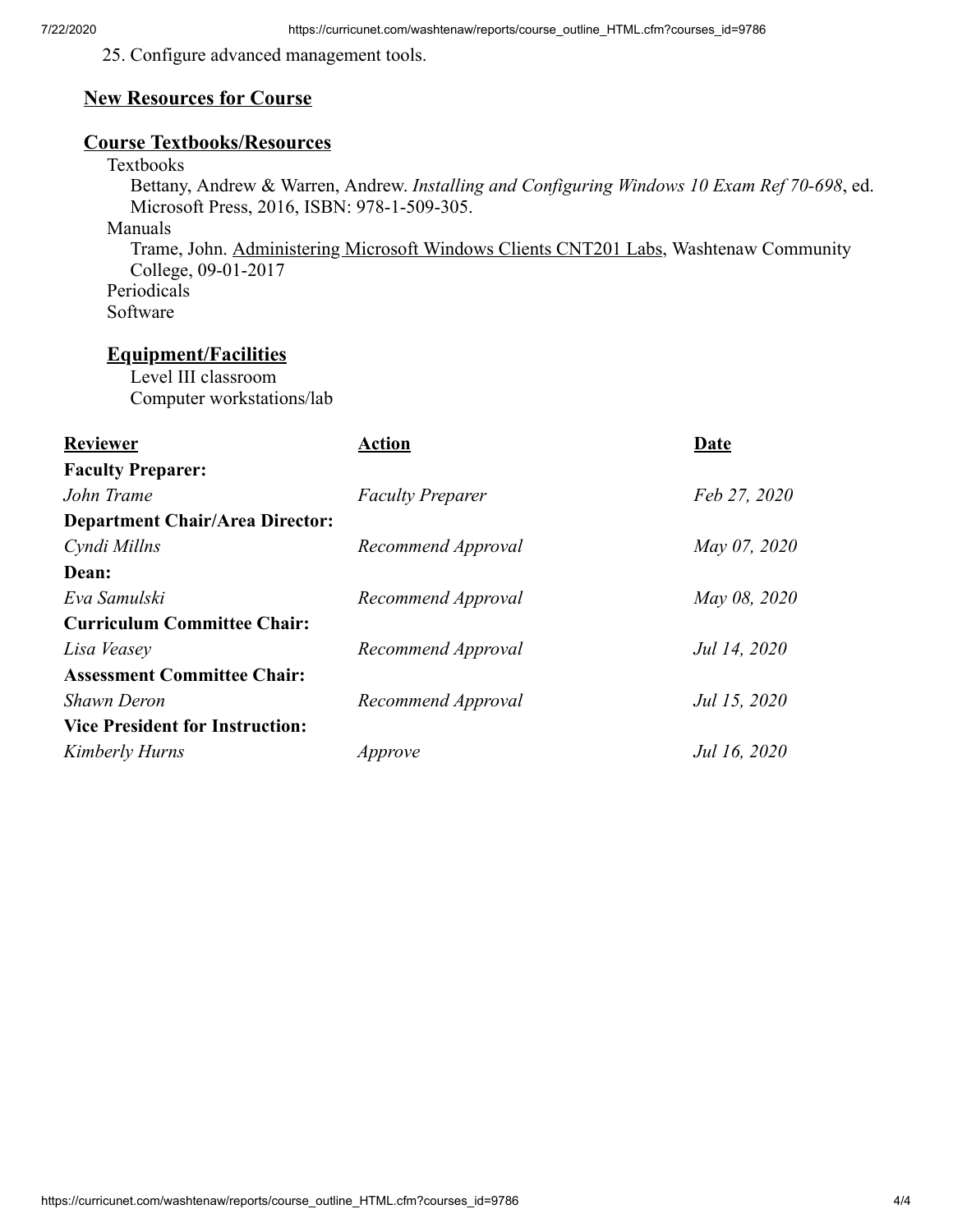25. Configure advanced management tools.

## New Resources for Course

## Course Textbooks/Resources

Textbooks

Bettany, Andrew & Warren, Andrew. *Installing and Configuring Windows 10 Exam Ref 70-698*, ed. Microsoft Press, 2016, ISBN: 978-1-509-305.

Manuals

Trame, John. Administering Microsoft Windows Clients CNT201 Labs, Washtenaw Community College, 09-01-2017

Periodicals

Software

### Equipment/Facilities

Level III classroom

Computer workstations/lab

| Reviewer | Action | Date |
|---|---|---|
| **Faculty Preparer:** | | |
| *John Trame* | *Faculty Preparer* | *Feb 27, 2020* |
| **Department Chair/Area Director:** | | |
| *Cyndi Millns* | *Recommend Approval* | *May 07, 2020* |
| **Dean:** | | |
| *Eva Samulski* | *Recommend Approval* | *May 08, 2020* |
| **Curriculum Committee Chair:** | | |
| *Lisa Veasey* | *Recommend Approval* | *Jul 14, 2020* |
| **Assessment Committee Chair:** | | |
| *Shawn Deron* | *Recommend Approval* | *Jul 15, 2020* |
| **Vice President for Instruction:** | | |
| *Kimberly Hurns* | *Approve* | *Jul 16, 2020* |